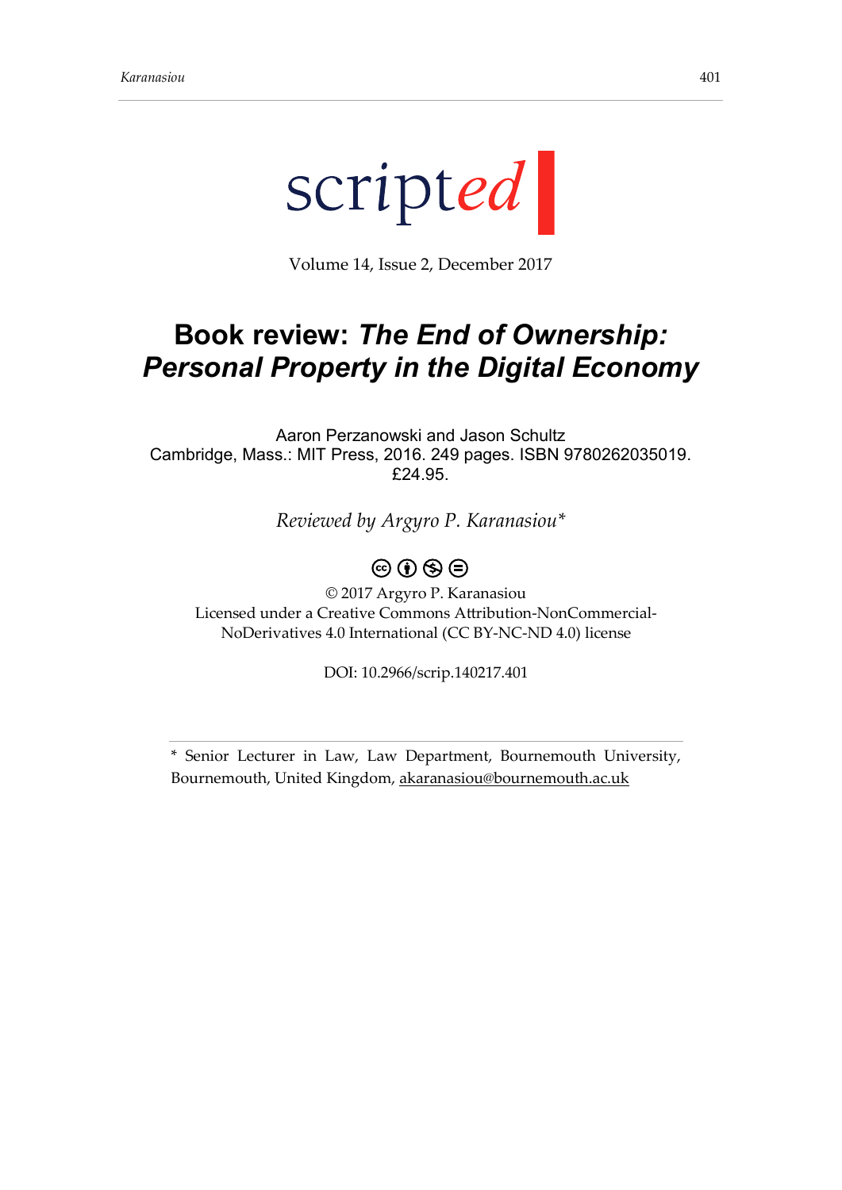scripted

Volume 14, Issue 2, December 2017

# Book review: *The End of Ownership: Personal Property in the Digital Economy*

Aaron Perzanowski and Jason Schultz
Cambridge, Mass.: MIT Press, 2016. 249 pages. ISBN 9780262035019. £24.95.

*Reviewed by Argyro P. Karanasiou**

© 2017 Argyro P. Karanasiou
Licensed under a Creative Commons Attribution-NonCommercial-NoDerivatives 4.0 International (CC BY-NC-ND 4.0) license

DOI: 10.2966/scrip.140217.401

---

* Senior Lecturer in Law, Law Department, Bournemouth University, Bournemouth, United Kingdom, akaranasiou@bournemouth.ac.uk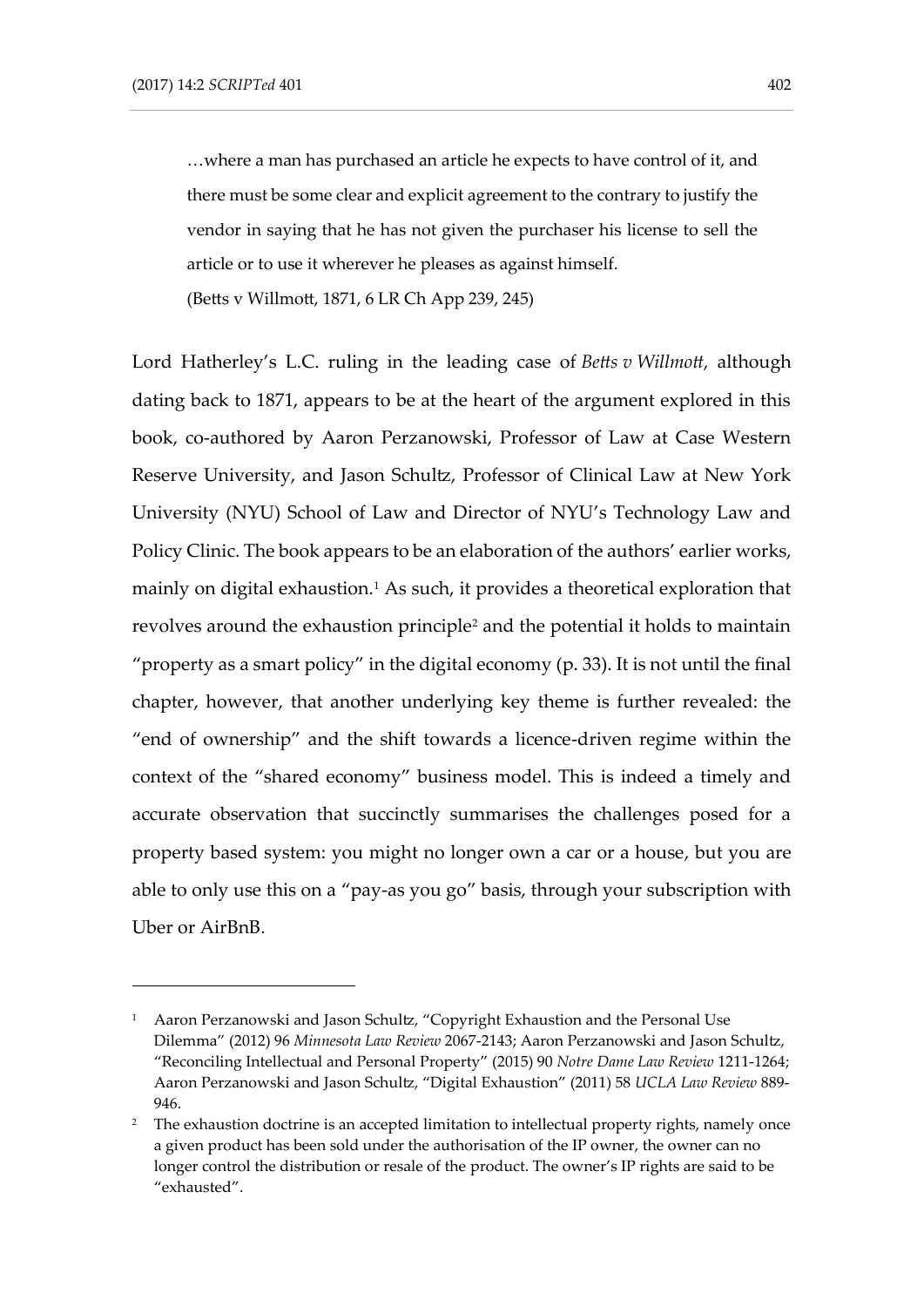> …where a man has purchased an article he expects to have control of it, and there must be some clear and explicit agreement to the contrary to justify the vendor in saying that he has not given the purchaser his license to sell the article or to use it wherever he pleases as against himself.
>
> (Betts v Willmott, 1871, 6 LR Ch App 239, 245)

Lord Hatherley's L.C. ruling in the leading case of *Betts v Willmott*, although dating back to 1871, appears to be at the heart of the argument explored in this book, co-authored by Aaron Perzanowski, Professor of Law at Case Western Reserve University, and Jason Schultz, Professor of Clinical Law at New York University (NYU) School of Law and Director of NYU's Technology Law and Policy Clinic. The book appears to be an elaboration of the authors' earlier works, mainly on digital exhaustion.[1] As such, it provides a theoretical exploration that revolves around the exhaustion principle[2] and the potential it holds to maintain "property as a smart policy" in the digital economy (p. 33). It is not until the final chapter, however, that another underlying key theme is further revealed: the "end of ownership" and the shift towards a licence-driven regime within the context of the "shared economy" business model. This is indeed a timely and accurate observation that succinctly summarises the challenges posed for a property based system: you might no longer own a car or a house, but you are able to only use this on a "pay-as you go" basis, through your subscription with Uber or AirBnB.

---

[1] Aaron Perzanowski and Jason Schultz, "Copyright Exhaustion and the Personal Use Dilemma" (2012) 96 *Minnesota Law Review* 2067-2143; Aaron Perzanowski and Jason Schultz, "Reconciling Intellectual and Personal Property" (2015) 90 *Notre Dame Law Review* 1211-1264; Aaron Perzanowski and Jason Schultz, "Digital Exhaustion" (2011) 58 *UCLA Law Review* 889-946.

[2] The exhaustion doctrine is an accepted limitation to intellectual property rights, namely once a given product has been sold under the authorisation of the IP owner, the owner can no longer control the distribution or resale of the product. The owner's IP rights are said to be "exhausted".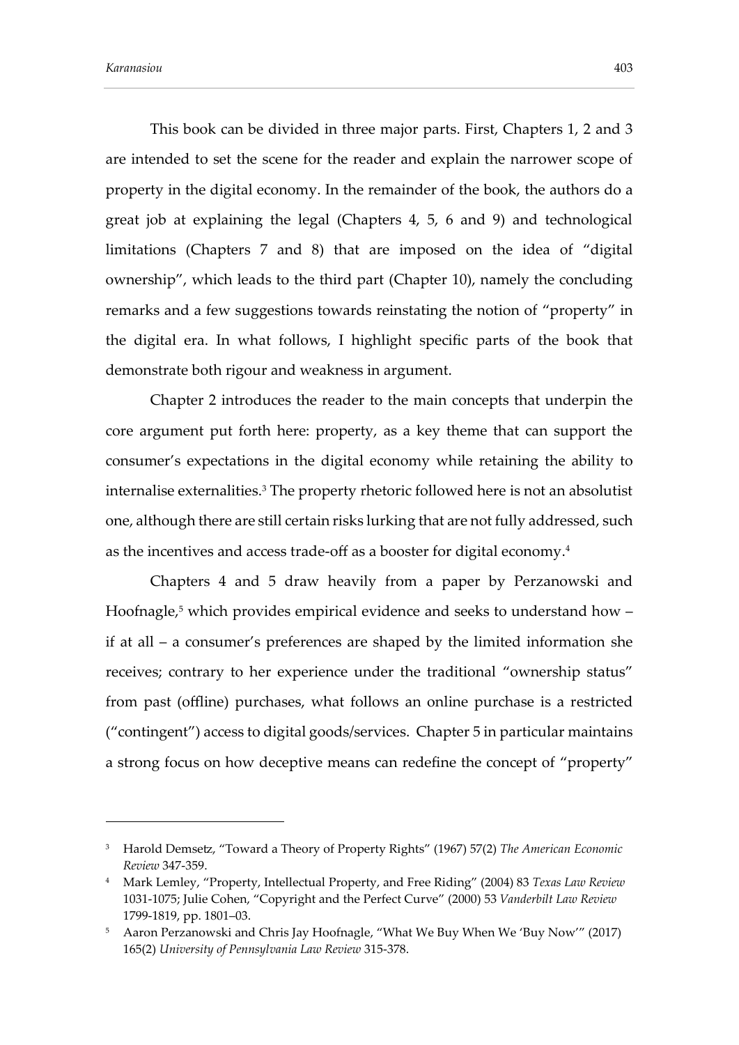This book can be divided in three major parts. First, Chapters 1, 2 and 3 are intended to set the scene for the reader and explain the narrower scope of property in the digital economy. In the remainder of the book, the authors do a great job at explaining the legal (Chapters 4, 5, 6 and 9) and technological limitations (Chapters 7 and 8) that are imposed on the idea of "digital ownership", which leads to the third part (Chapter 10), namely the concluding remarks and a few suggestions towards reinstating the notion of "property" in the digital era. In what follows, I highlight specific parts of the book that demonstrate both rigour and weakness in argument.

Chapter 2 introduces the reader to the main concepts that underpin the core argument put forth here: property, as a key theme that can support the consumer's expectations in the digital economy while retaining the ability to internalise externalities.[3] The property rhetoric followed here is not an absolutist one, although there are still certain risks lurking that are not fully addressed, such as the incentives and access trade-off as a booster for digital economy.[4]

Chapters 4 and 5 draw heavily from a paper by Perzanowski and Hoofnagle,[5] which provides empirical evidence and seeks to understand how – if at all – a consumer's preferences are shaped by the limited information she receives; contrary to her experience under the traditional "ownership status" from past (offline) purchases, what follows an online purchase is a restricted ("contingent") access to digital goods/services. Chapter 5 in particular maintains a strong focus on how deceptive means can redefine the concept of "property"

---

[3] Harold Demsetz, "Toward a Theory of Property Rights" (1967) 57(2) *The American Economic Review* 347-359.

[4] Mark Lemley, "Property, Intellectual Property, and Free Riding" (2004) 83 *Texas Law Review* 1031-1075; Julie Cohen, "Copyright and the Perfect Curve" (2000) 53 *Vanderbilt Law Review* 1799-1819, pp. 1801–03.

[5] Aaron Perzanowski and Chris Jay Hoofnagle, "What We Buy When We 'Buy Now'" (2017) 165(2) *University of Pennsylvania Law Review* 315-378.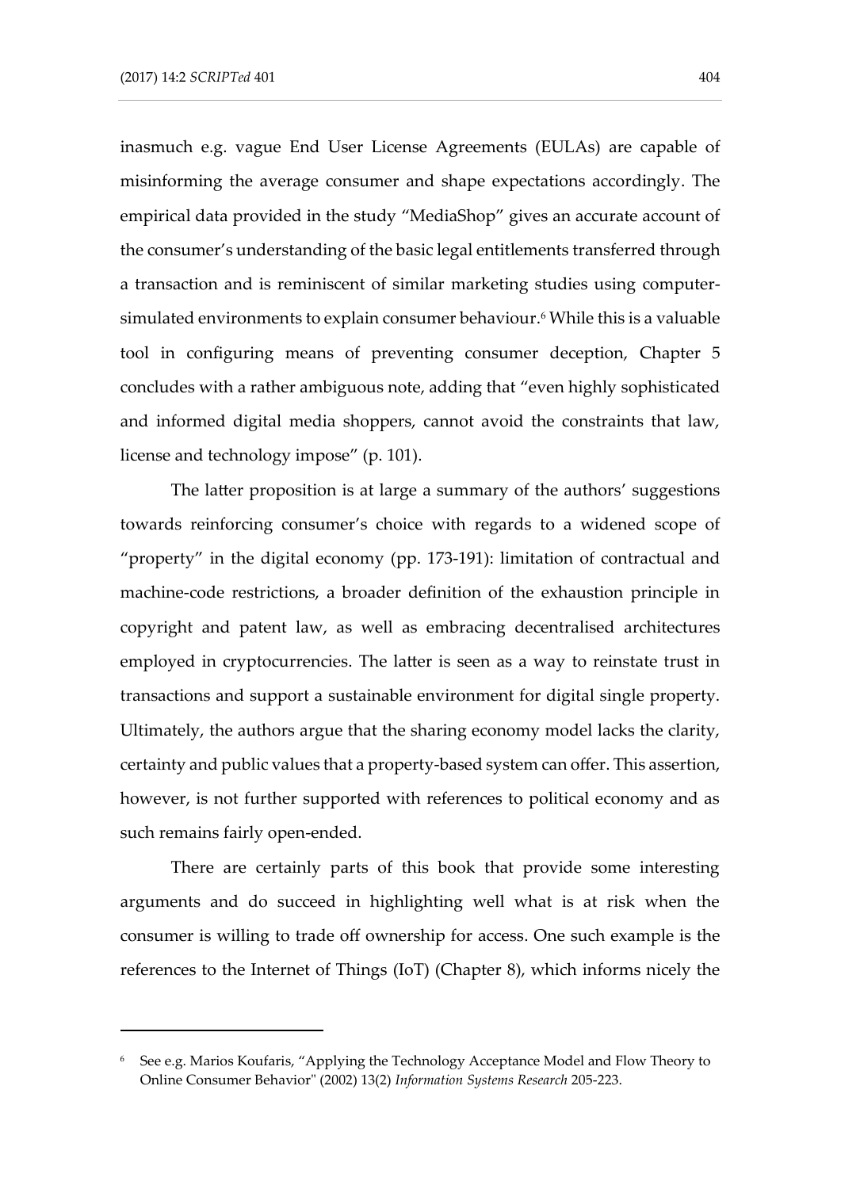inasmuch e.g. vague End User License Agreements (EULAs) are capable of misinforming the average consumer and shape expectations accordingly. The empirical data provided in the study "MediaShop" gives an accurate account of the consumer's understanding of the basic legal entitlements transferred through a transaction and is reminiscent of similar marketing studies using computer-simulated environments to explain consumer behaviour.[6] While this is a valuable tool in configuring means of preventing consumer deception, Chapter 5 concludes with a rather ambiguous note, adding that "even highly sophisticated and informed digital media shoppers, cannot avoid the constraints that law, license and technology impose" (p. 101).

The latter proposition is at large a summary of the authors' suggestions towards reinforcing consumer's choice with regards to a widened scope of "property" in the digital economy (pp. 173-191): limitation of contractual and machine-code restrictions, a broader definition of the exhaustion principle in copyright and patent law, as well as embracing decentralised architectures employed in cryptocurrencies. The latter is seen as a way to reinstate trust in transactions and support a sustainable environment for digital single property. Ultimately, the authors argue that the sharing economy model lacks the clarity, certainty and public values that a property-based system can offer. This assertion, however, is not further supported with references to political economy and as such remains fairly open-ended.

There are certainly parts of this book that provide some interesting arguments and do succeed in highlighting well what is at risk when the consumer is willing to trade off ownership for access. One such example is the references to the Internet of Things (IoT) (Chapter 8), which informs nicely the

---

[6] See e.g. Marios Koufaris, "Applying the Technology Acceptance Model and Flow Theory to Online Consumer Behavior" (2002) 13(2) *Information Systems Research* 205-223.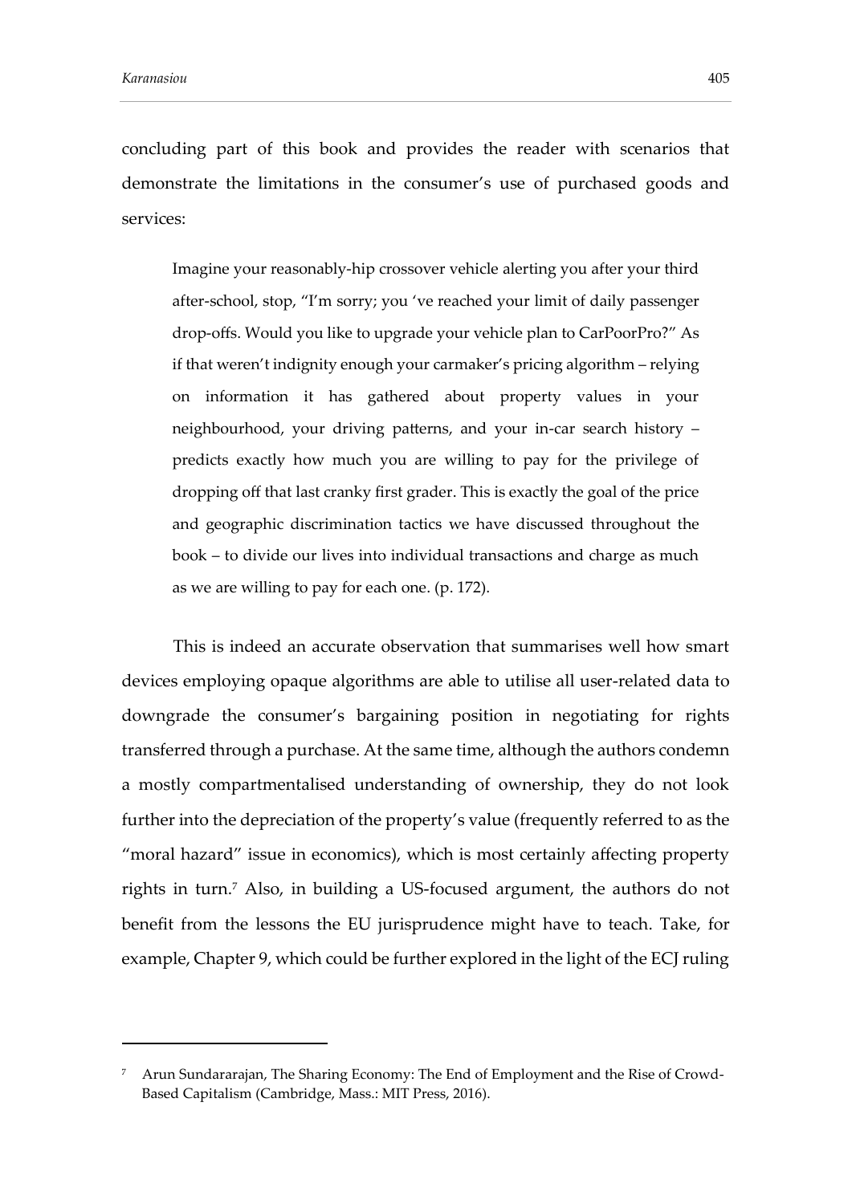concluding part of this book and provides the reader with scenarios that demonstrate the limitations in the consumer's use of purchased goods and services:

> Imagine your reasonably-hip crossover vehicle alerting you after your third after-school, stop, "I'm sorry; you 've reached your limit of daily passenger drop-offs. Would you like to upgrade your vehicle plan to CarPoorPro?" As if that weren't indignity enough your carmaker's pricing algorithm – relying on information it has gathered about property values in your neighbourhood, your driving patterns, and your in-car search history – predicts exactly how much you are willing to pay for the privilege of dropping off that last cranky first grader. This is exactly the goal of the price and geographic discrimination tactics we have discussed throughout the book – to divide our lives into individual transactions and charge as much as we are willing to pay for each one. (p. 172).

This is indeed an accurate observation that summarises well how smart devices employing opaque algorithms are able to utilise all user-related data to downgrade the consumer's bargaining position in negotiating for rights transferred through a purchase. At the same time, although the authors condemn a mostly compartmentalised understanding of ownership, they do not look further into the depreciation of the property's value (frequently referred to as the "moral hazard" issue in economics), which is most certainly affecting property rights in turn.[7] Also, in building a US-focused argument, the authors do not benefit from the lessons the EU jurisprudence might have to teach. Take, for example, Chapter 9, which could be further explored in the light of the ECJ ruling

[7] Arun Sundararajan, The Sharing Economy: The End of Employment and the Rise of Crowd-Based Capitalism (Cambridge, Mass.: MIT Press, 2016).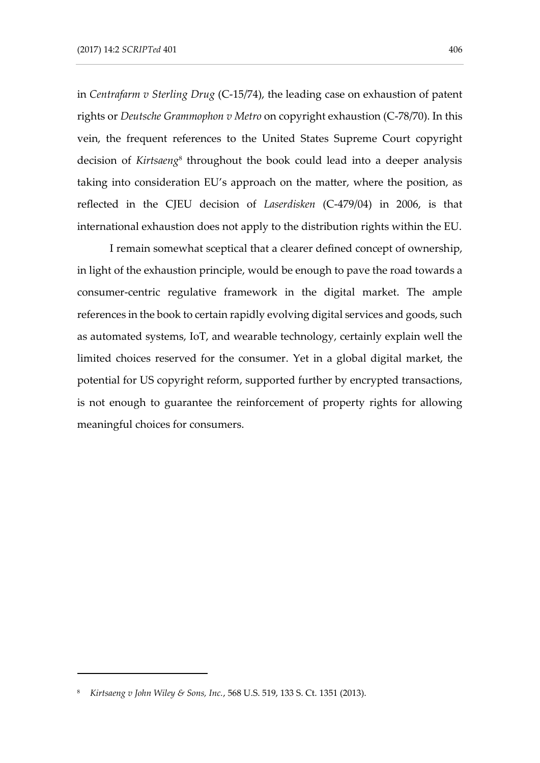in *Centrafarm v Sterling Drug* (C-15/74), the leading case on exhaustion of patent rights or *Deutsche Grammophon v Metro* on copyright exhaustion (C-78/70). In this vein, the frequent references to the United States Supreme Court copyright decision of *Kirtsaeng*[8] throughout the book could lead into a deeper analysis taking into consideration EU's approach on the matter, where the position, as reflected in the CJEU decision of *Laserdisken* (C-479/04) in 2006, is that international exhaustion does not apply to the distribution rights within the EU.

I remain somewhat sceptical that a clearer defined concept of ownership, in light of the exhaustion principle, would be enough to pave the road towards a consumer-centric regulative framework in the digital market. The ample references in the book to certain rapidly evolving digital services and goods, such as automated systems, IoT, and wearable technology, certainly explain well the limited choices reserved for the consumer. Yet in a global digital market, the potential for US copyright reform, supported further by encrypted transactions, is not enough to guarantee the reinforcement of property rights for allowing meaningful choices for consumers.

---

[8] *Kirtsaeng v John Wiley & Sons, Inc.*, 568 U.S. 519, 133 S. Ct. 1351 (2013).